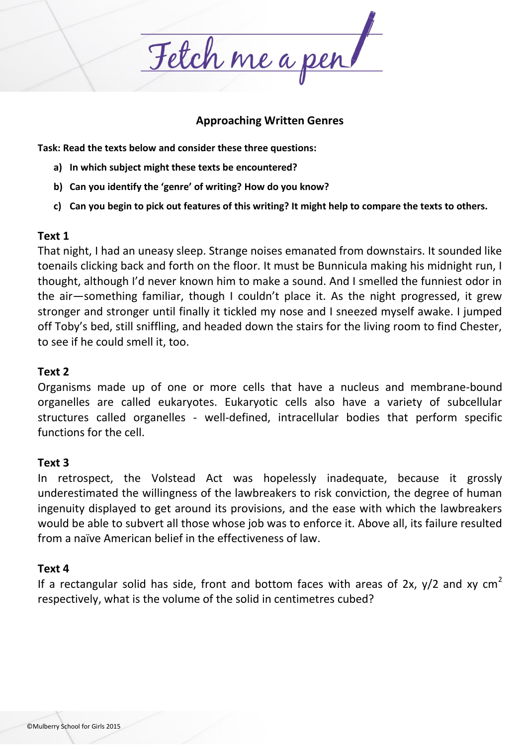# Fetch me a pen

## Approaching Written Genres

**Task: Read the texts below and consider these three questions:**

a) **In which subject might these texts be encountered?**
b) **Can you identify the 'genre' of writing? How do you know?**
c) **Can you begin to pick out features of this writing? It might help to compare the texts to others.**

### Text 1

That night, I had an uneasy sleep. Strange noises emanated from downstairs. It sounded like toenails clicking back and forth on the floor. It must be Bunnicula making his midnight run, I thought, although I'd never known him to make a sound. And I smelled the funniest odor in the air—something familiar, though I couldn't place it. As the night progressed, it grew stronger and stronger until finally it tickled my nose and I sneezed myself awake. I jumped off Toby's bed, still sniffling, and headed down the stairs for the living room to find Chester, to see if he could smell it, too.

### Text 2

Organisms made up of one or more cells that have a nucleus and membrane-bound organelles are called eukaryotes. Eukaryotic cells also have a variety of subcellular structures called organelles - well-defined, intracellular bodies that perform specific functions for the cell.

### Text 3

In retrospect, the Volstead Act was hopelessly inadequate, because it grossly underestimated the willingness of the lawbreakers to risk conviction, the degree of human ingenuity displayed to get around its provisions, and the ease with which the lawbreakers would be able to subvert all those whose job was to enforce it. Above all, its failure resulted from a naïve American belief in the effectiveness of law.

### Text 4

If a rectangular solid has side, front and bottom faces with areas of $2x$, $y/2$ and $xy$ $cm^2$ respectively, what is the volume of the solid in centimetres cubed?

©Mulberry School for Girls 2015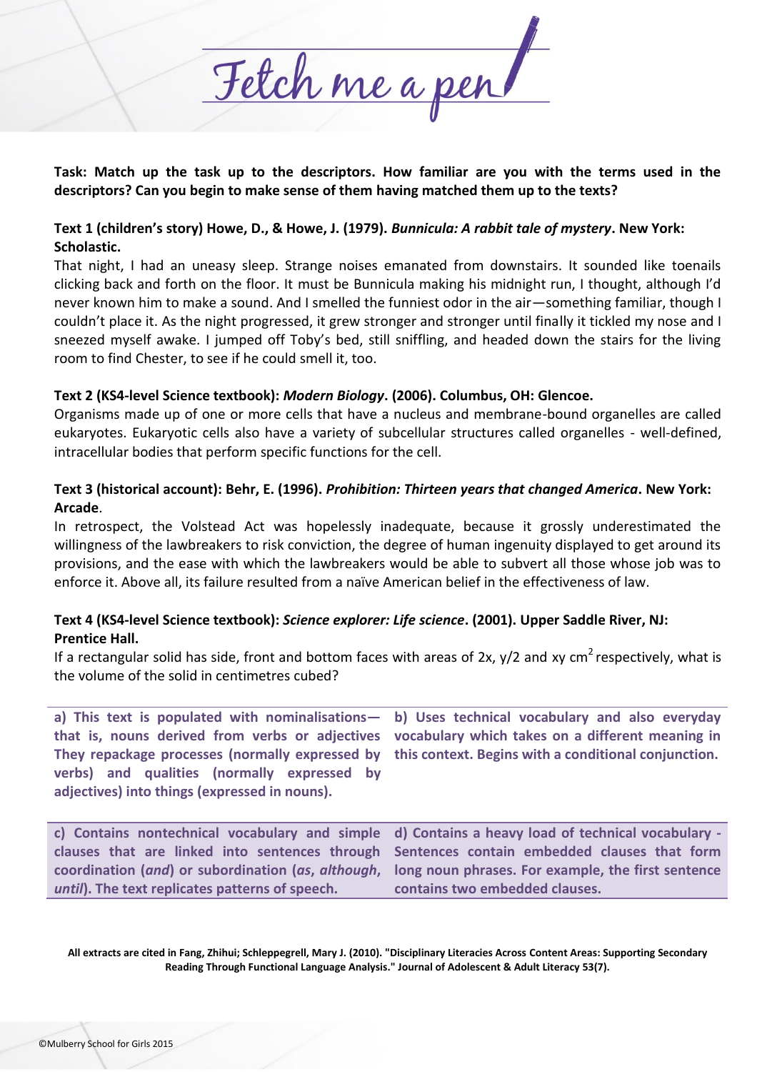# Fetch me a pen

**Task: Match up the task up to the descriptors. How familiar are you with the terms used in the descriptors? Can you begin to make sense of them having matched them up to the texts?**

**Text 1 (children's story) Howe, D., & Howe, J. (1979).** ***Bunnicula: A rabbit tale of mystery*****. New York: Scholastic.**

That night, I had an uneasy sleep. Strange noises emanated from downstairs. It sounded like toenails clicking back and forth on the floor. It must be Bunnicula making his midnight run, I thought, although I'd never known him to make a sound. And I smelled the funniest odor in the air—something familiar, though I couldn't place it. As the night progressed, it grew stronger and stronger until finally it tickled my nose and I sneezed myself awake. I jumped off Toby's bed, still sniffling, and headed down the stairs for the living room to find Chester, to see if he could smell it, too.

**Text 2 (KS4-level Science textbook):** ***Modern Biology*****. (2006). Columbus, OH: Glencoe.**

Organisms made up of one or more cells that have a nucleus and membrane-bound organelles are called eukaryotes. Eukaryotic cells also have a variety of subcellular structures called organelles - well-defined, intracellular bodies that perform specific functions for the cell.

**Text 3 (historical account): Behr, E. (1996).** ***Prohibition: Thirteen years that changed America*****. New York: Arcade**.

In retrospect, the Volstead Act was hopelessly inadequate, because it grossly underestimated the willingness of the lawbreakers to risk conviction, the degree of human ingenuity displayed to get around its provisions, and the ease with which the lawbreakers would be able to subvert all those whose job was to enforce it. Above all, its failure resulted from a naïve American belief in the effectiveness of law.

**Text 4 (KS4-level Science textbook):** ***Science explorer: Life science*****. (2001). Upper Saddle River, NJ: Prentice Hall.**

If a rectangular solid has side, front and bottom faces with areas of 2x, y/2 and xy $cm^2$ respectively, what is the volume of the solid in centimetres cubed?

| | |
|---|---|
| **a) This text is populated with nominalisations—that is, nouns derived from verbs or adjectives They repackage processes (normally expressed by verbs) and qualities (normally expressed by adjectives) into things (expressed in nouns).** | **b) Uses technical vocabulary and also everyday vocabulary which takes on a different meaning in this context. Begins with a conditional conjunction.** |
| **c) Contains nontechnical vocabulary and simple clauses that are linked into sentences through coordination (*and*) or subordination (*as*, *although*, *until*). The text replicates patterns of speech.** | **d) Contains a heavy load of technical vocabulary - Sentences contain embedded clauses that form long noun phrases. For example, the first sentence contains two embedded clauses.** |

**All extracts are cited in Fang, Zhihui; Schleppegrell, Mary J. (2010). "Disciplinary Literacies Across Content Areas: Supporting Secondary Reading Through Functional Language Analysis." Journal of Adolescent & Adult Literacy 53(7).**

©Mulberry School for Girls 2015